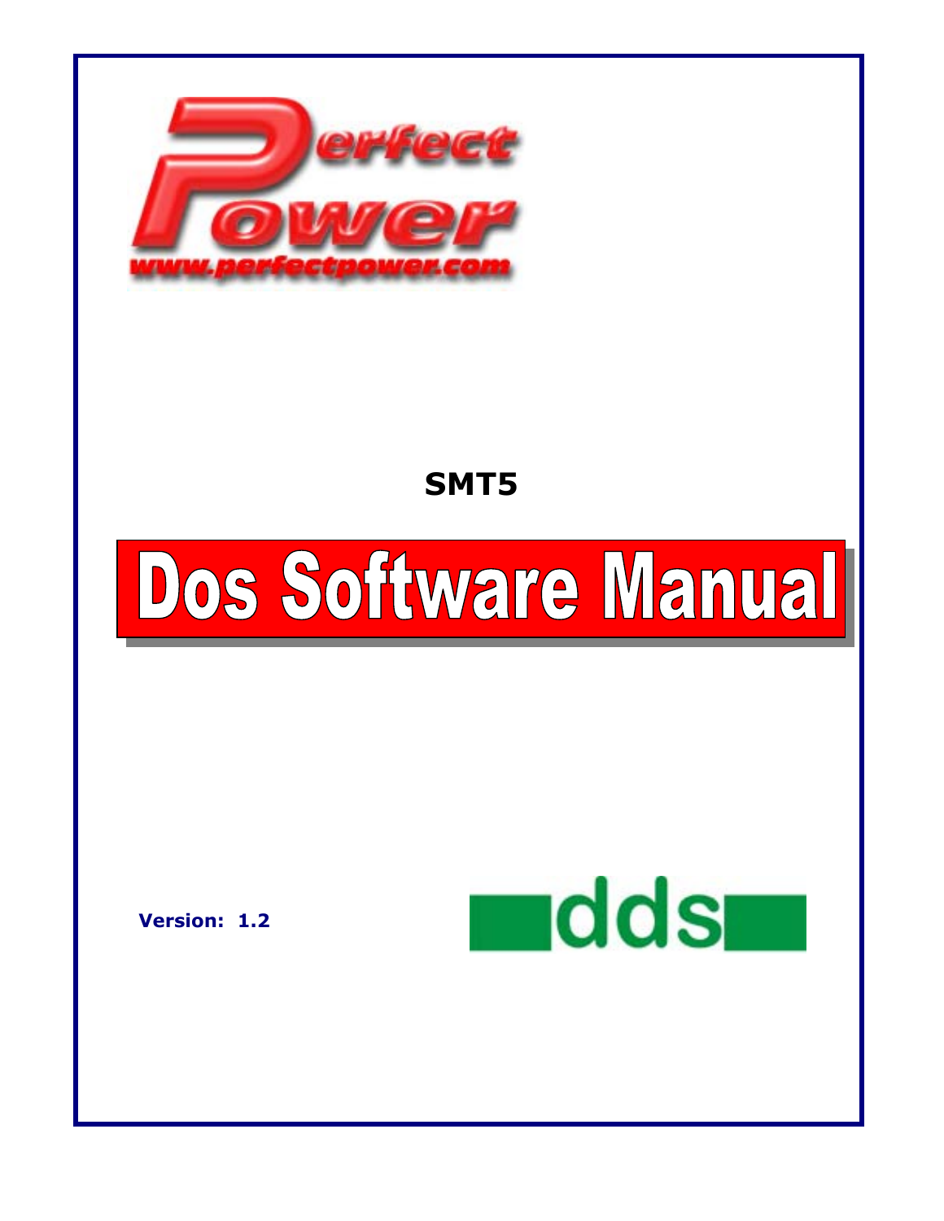Perfect Power

www.perfectpower.com

**SMT5**

# Dos Software Manual

**Version: 1.2**

dds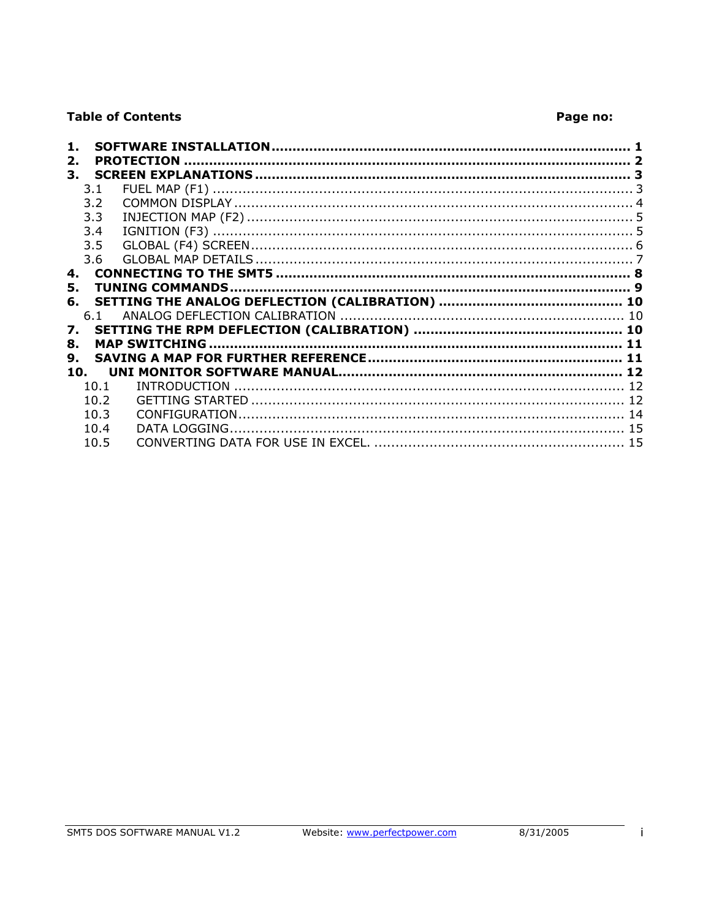**Table of Contents** **Page no:**

| | | |
|---|---|---|
| **1.** | **SOFTWARE INSTALLATION** | **1** |
| **2.** | **PROTECTION** | **2** |
| **3.** | **SCREEN EXPLANATIONS** | **3** |
| 3.1 | FUEL MAP (F1) | 3 |
| 3.2 | COMMON DISPLAY | 4 |
| 3.3 | INJECTION MAP (F2) | 5 |
| 3.4 | IGNITION (F3) | 5 |
| 3.5 | GLOBAL (F4) SCREEN | 6 |
| 3.6 | GLOBAL MAP DETAILS | 7 |
| **4.** | **CONNECTING TO THE SMT5** | **8** |
| **5.** | **TUNING COMMANDS** | **9** |
| **6.** | **SETTING THE ANALOG DEFLECTION (CALIBRATION)** | **10** |
| 6.1 | ANALOG DEFLECTION CALIBRATION | 10 |
| **7.** | **SETTING THE RPM DEFLECTION (CALIBRATION)** | **10** |
| **8.** | **MAP SWITCHING** | **11** |
| **9.** | **SAVING A MAP FOR FURTHER REFERENCE** | **11** |
| **10.** | **UNI MONITOR SOFTWARE MANUAL** | **12** |
| 10.1 | INTRODUCTION | 12 |
| 10.2 | GETTING STARTED | 12 |
| 10.3 | CONFIGURATION | 14 |
| 10.4 | DATA LOGGING | 15 |
| 10.5 | CONVERTING DATA FOR USE IN EXCEL. | 15 |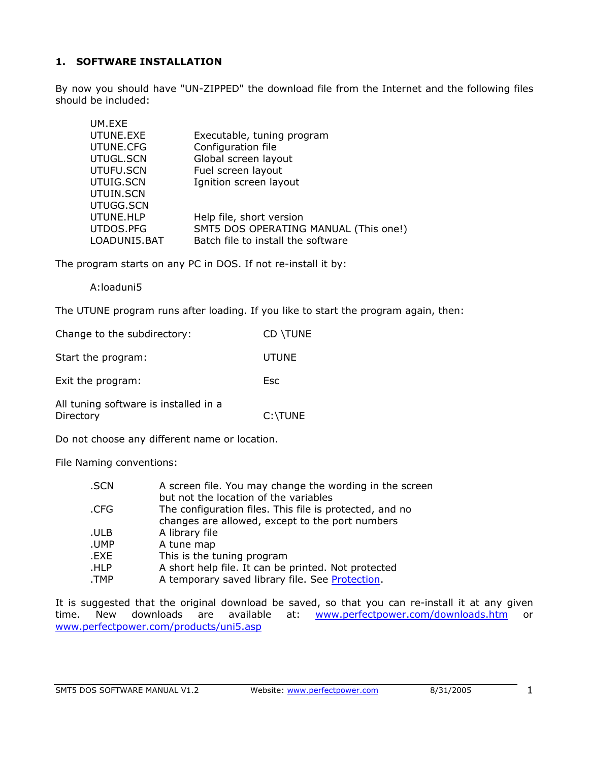## 1. SOFTWARE INSTALLATION

By now you should have "UN-ZIPPED" the download file from the Internet and the following files should be included:

| | |
|---|---|
| UM.EXE | |
| UTUNE.EXE | Executable, tuning program |
| UTUNE.CFG | Configuration file |
| UTUGL.SCN | Global screen layout |
| UTUFU.SCN | Fuel screen layout |
| UTUIG.SCN | Ignition screen layout |
| UTUIN.SCN | |
| UTUGG.SCN | |
| UTUNE.HLP | Help file, short version |
| UTDOS.PFG | SMT5 DOS OPERATING MANUAL (This one!) |
| LOADUNI5.BAT | Batch file to install the software |

The program starts on any PC in DOS. If not re-install it by:

A:loaduni5

The UTUNE program runs after loading. If you like to start the program again, then:

| | |
|---|---|
| Change to the subdirectory: | CD \TUNE |
| Start the program: | UTUNE |
| Exit the program: | Esc |
| All tuning software is installed in a Directory | C:\TUNE |

Do not choose any different name or location.

File Naming conventions:

| | |
|---|---|
| .SCN | A screen file. You may change the wording in the screen but not the location of the variables |
| .CFG | The configuration files. This file is protected, and no changes are allowed, except to the port numbers |
| .ULB | A library file |
| .UMP | A tune map |
| .EXE | This is the tuning program |
| .HLP | A short help file. It can be printed. Not protected |
| .TMP | A temporary saved library file. See Protection. |

It is suggested that the original download be saved, so that you can re-install it at any given time. New downloads are available at: www.perfectpower.com/downloads.htm or www.perfectpower.com/products/uni5.asp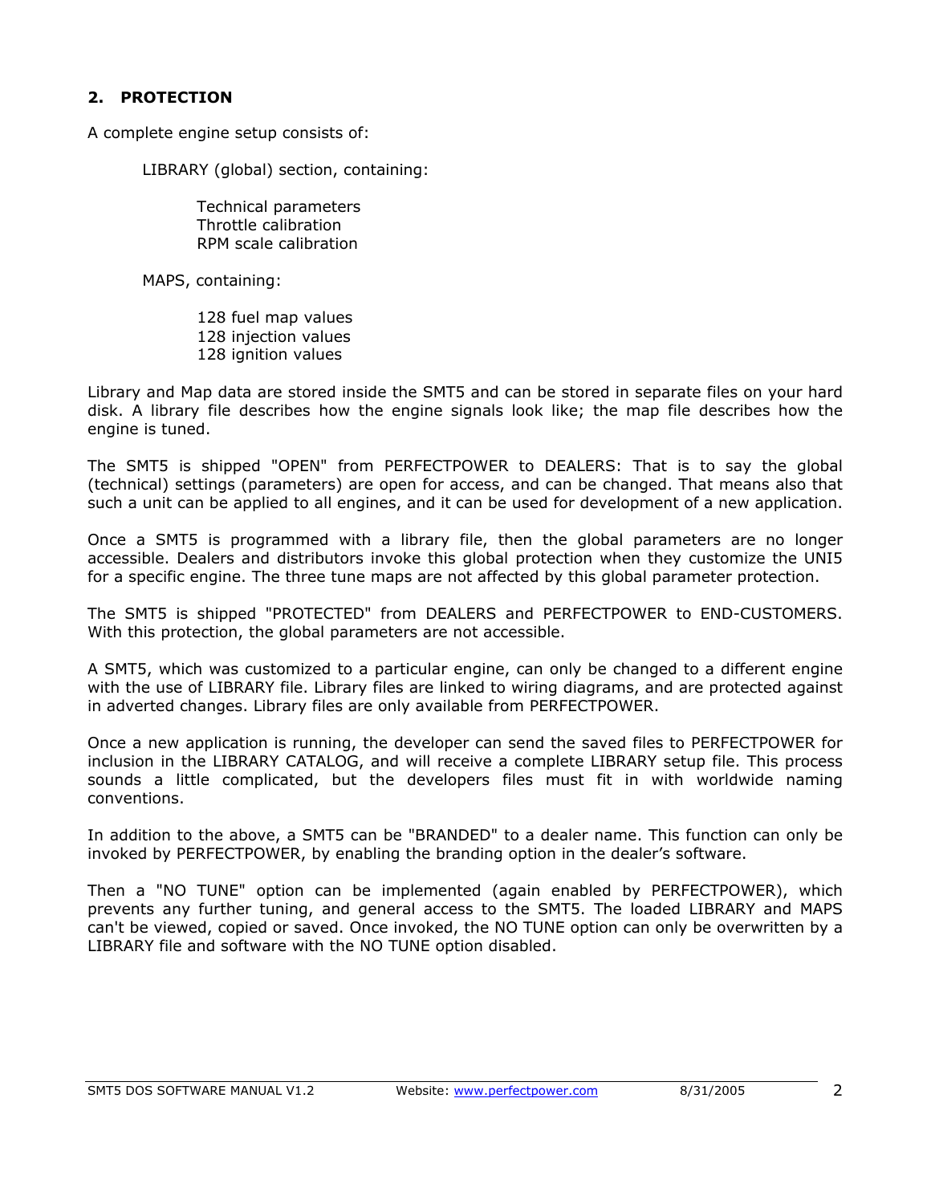## 2. PROTECTION

A complete engine setup consists of:

LIBRARY (global) section, containing:

- Technical parameters
- Throttle calibration
- RPM scale calibration

MAPS, containing:

- 128 fuel map values
- 128 injection values
- 128 ignition values

Library and Map data are stored inside the SMT5 and can be stored in separate files on your hard disk. A library file describes how the engine signals look like; the map file describes how the engine is tuned.

The SMT5 is shipped "OPEN" from PERFECTPOWER to DEALERS: That is to say the global (technical) settings (parameters) are open for access, and can be changed. That means also that such a unit can be applied to all engines, and it can be used for development of a new application.

Once a SMT5 is programmed with a library file, then the global parameters are no longer accessible. Dealers and distributors invoke this global protection when they customize the UNI5 for a specific engine. The three tune maps are not affected by this global parameter protection.

The SMT5 is shipped "PROTECTED" from DEALERS and PERFECTPOWER to END-CUSTOMERS. With this protection, the global parameters are not accessible.

A SMT5, which was customized to a particular engine, can only be changed to a different engine with the use of LIBRARY file. Library files are linked to wiring diagrams, and are protected against in adverted changes. Library files are only available from PERFECTPOWER.

Once a new application is running, the developer can send the saved files to PERFECTPOWER for inclusion in the LIBRARY CATALOG, and will receive a complete LIBRARY setup file. This process sounds a little complicated, but the developers files must fit in with worldwide naming conventions.

In addition to the above, a SMT5 can be "BRANDED" to a dealer name. This function can only be invoked by PERFECTPOWER, by enabling the branding option in the dealer's software.

Then a "NO TUNE" option can be implemented (again enabled by PERFECTPOWER), which prevents any further tuning, and general access to the SMT5. The loaded LIBRARY and MAPS can't be viewed, copied or saved. Once invoked, the NO TUNE option can only be overwritten by a LIBRARY file and software with the NO TUNE option disabled.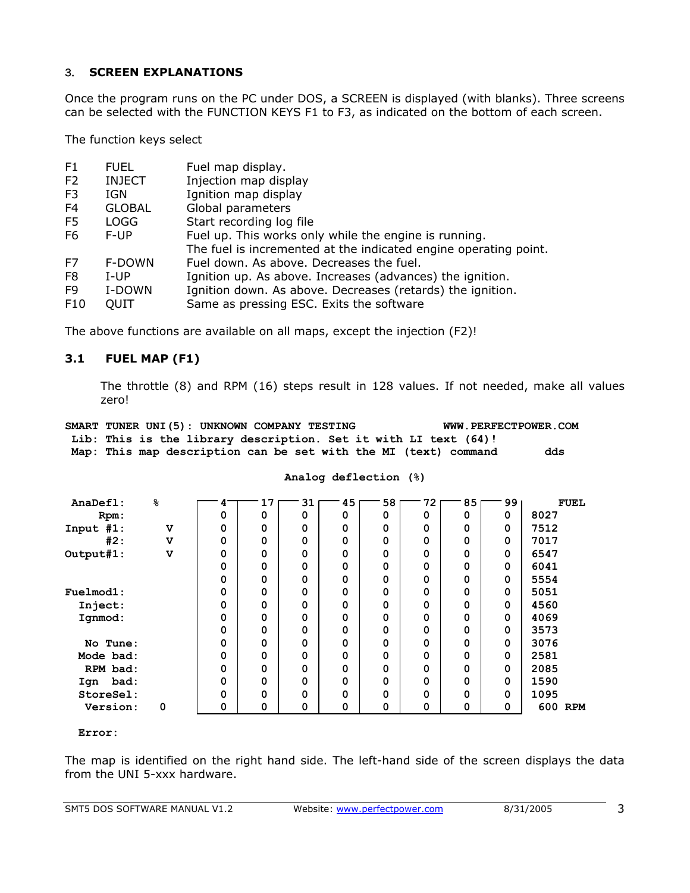## 3. SCREEN EXPLANATIONS

Once the program runs on the PC under DOS, a SCREEN is displayed (with blanks). Three screens can be selected with the FUNCTION KEYS F1 to F3, as indicated on the bottom of each screen.

The function keys select

| | | |
|---|---|---|
| F1 | FUEL | Fuel map display. |
| F2 | INJECT | Injection map display |
| F3 | IGN | Ignition map display |
| F4 | GLOBAL | Global parameters |
| F5 | LOGG | Start recording log file |
| F6 | F-UP | Fuel up. This works only while the engine is running. The fuel is incremented at the indicated engine operating point. |
| F7 | F-DOWN | Fuel down. As above. Decreases the fuel. |
| F8 | I-UP | Ignition up. As above. Increases (advances) the ignition. |
| F9 | I-DOWN | Ignition down. As above. Decreases (retards) the ignition. |
| F10 | QUIT | Same as pressing ESC. Exits the software |

The above functions are available on all maps, except the injection (F2)!

### 3.1 FUEL MAP (F1)

The throttle (8) and RPM (16) steps result in 128 values. If not needed, make all values zero!

```
SMART TUNER UNI(5): UNKNOWN COMPANY TESTING              WWW.PERFECTPOWER.COM
 Lib: This is the library description. Set it with LI text (64)!
 Map: This map description can be set with the MI (text) command       dds

                                   Analog deflection (%)

 AnaDefl:    %         4     17     31     45     58     72     85     99      FUEL
     Rpm:              0      0      0      0      0      0      0      0   8027
Input #1:       V      0      0      0      0      0      0      0      0   7512
      #2:       V      0      0      0      0      0      0      0      0   7017
Output#1:       V      0      0      0      0      0      0      0      0   6547
                       0      0      0      0      0      0      0      0   6041
                       0      0      0      0      0      0      0      0   5554
Fuelmod1:              0      0      0      0      0      0      0      0   5051
  Inject:              0      0      0      0      0      0      0      0   4560
  Ignmod:              0      0      0      0      0      0      0      0   4069
                       0      0      0      0      0      0      0      0   3573
   No Tune:            0      0      0      0      0      0      0      0   3076
  Mode bad:            0      0      0      0      0      0      0      0   2581
   RPM bad:            0      0      0      0      0      0      0      0   2085
  Ign  bad:            0      0      0      0      0      0      0      0   1590
  StoreSel:            0      0      0      0      0      0      0      0   1095
   Version:    0       0      0      0      0      0      0      0      0    600 RPM

  Error:
```

The map is identified on the right hand side. The left-hand side of the screen displays the data from the UNI 5-xxx hardware.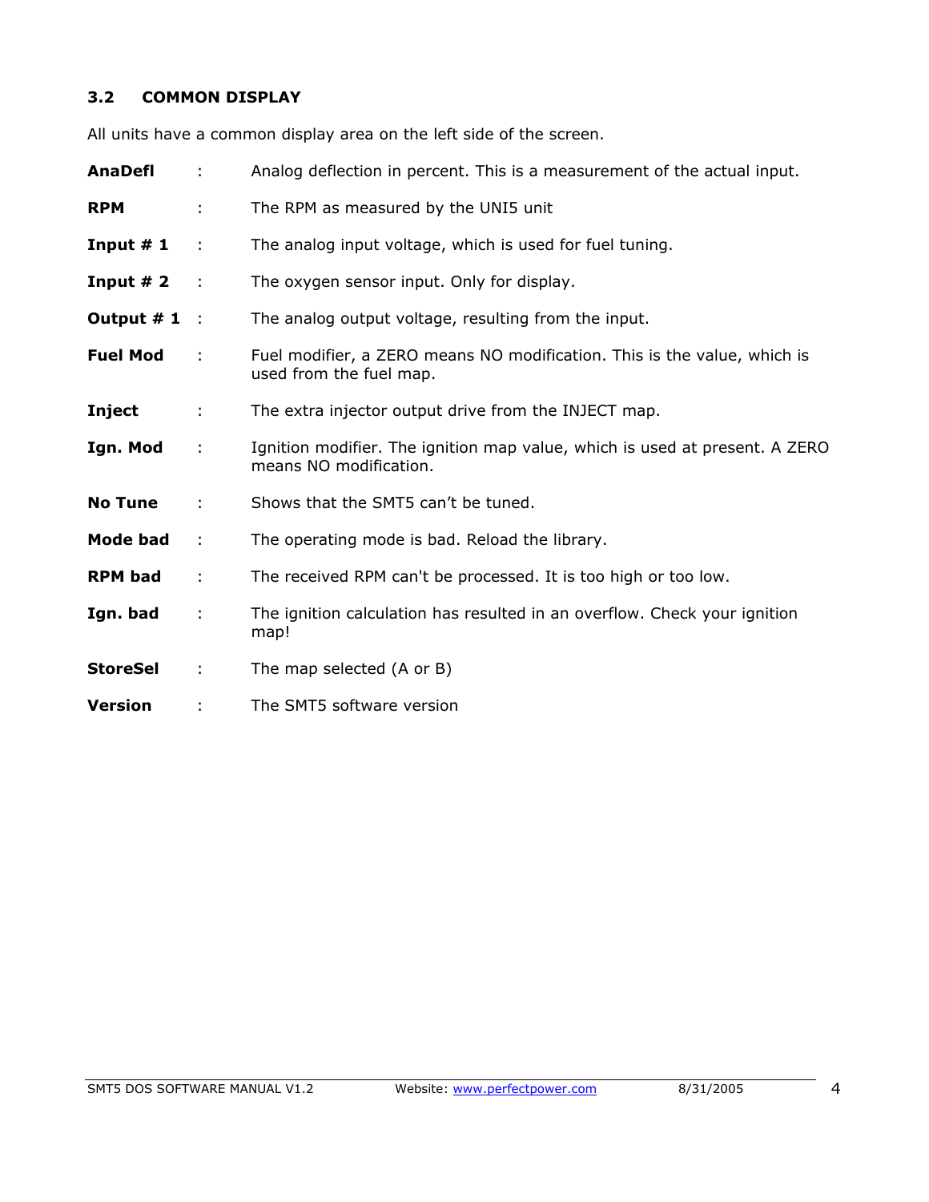### 3.2 COMMON DISPLAY

All units have a common display area on the left side of the screen.

**AnaDefl** : Analog deflection in percent. This is a measurement of the actual input.

**RPM** : The RPM as measured by the UNI5 unit

**Input # 1** : The analog input voltage, which is used for fuel tuning.

**Input # 2** : The oxygen sensor input. Only for display.

**Output # 1** : The analog output voltage, resulting from the input.

**Fuel Mod** : Fuel modifier, a ZERO means NO modification. This is the value, which is used from the fuel map.

**Inject** : The extra injector output drive from the INJECT map.

**Ign. Mod** : Ignition modifier. The ignition map value, which is used at present. A ZERO means NO modification.

**No Tune** : Shows that the SMT5 can't be tuned.

**Mode bad** : The operating mode is bad. Reload the library.

**RPM bad** : The received RPM can't be processed. It is too high or too low.

**Ign. bad** : The ignition calculation has resulted in an overflow. Check your ignition map!

**StoreSel** : The map selected (A or B)

**Version** : The SMT5 software version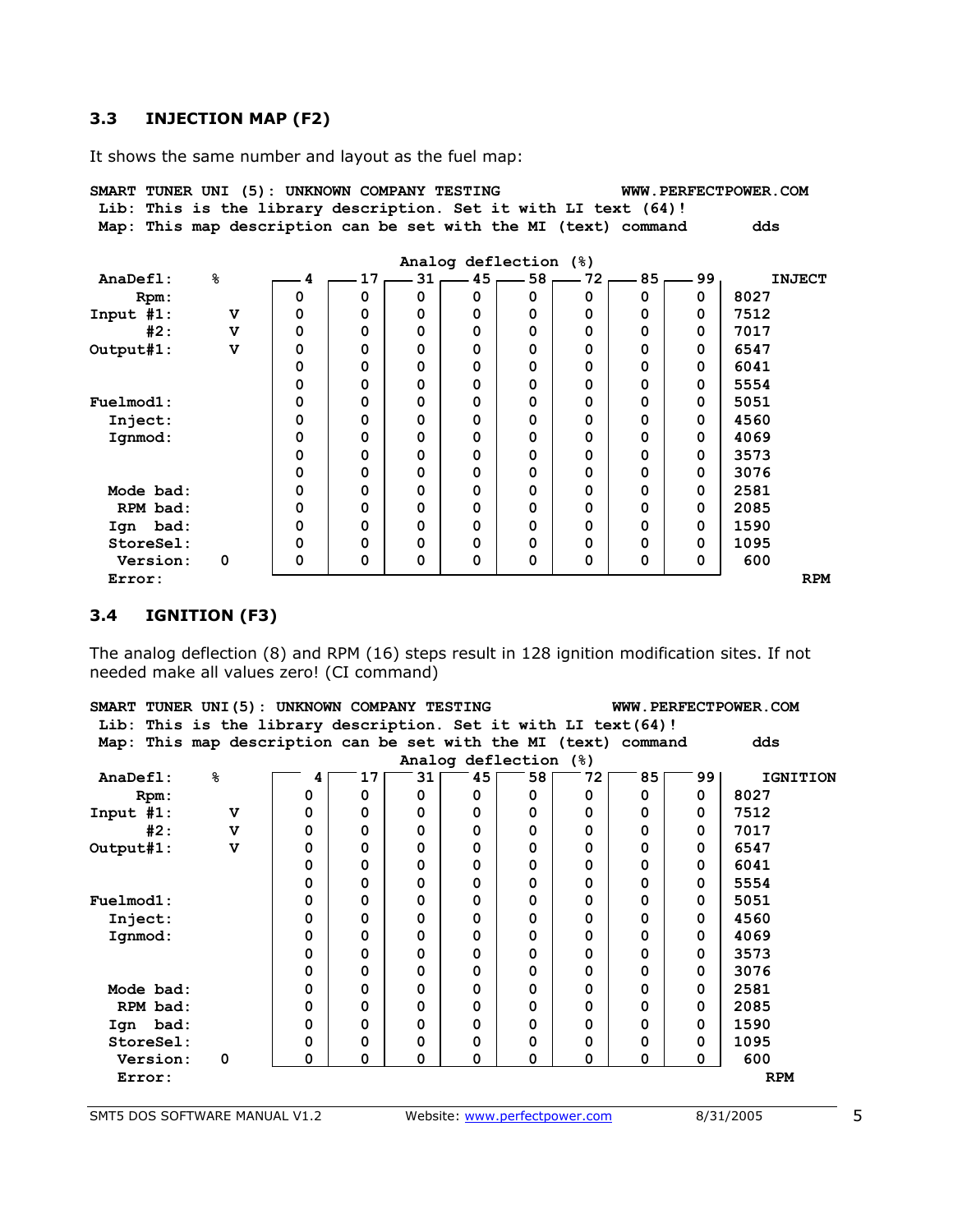### 3.3 INJECTION MAP (F2)

It shows the same number and layout as the fuel map:

```
SMART TUNER UNI (5): UNKNOWN COMPANY TESTING           WWW.PERFECTPOWER.COM
 Lib: This is the library description. Set it with LI text (64)!
 Map: This map description can be set with the MI (text) command       dds

                                   Analog deflection (%)
 AnaDefl:    %       4    17   31   45   58   72   85   99      INJECT
     Rpm:            0    0    0    0    0    0    0    0    8027
Input #1:     V      0    0    0    0    0    0    0    0    7512
      #2:     V      0    0    0    0    0    0    0    0    7017
Output#1:     V      0    0    0    0    0    0    0    0    6547
                     0    0    0    0    0    0    0    0    6041
                     0    0    0    0    0    0    0    0    5554
Fuelmod1:            0    0    0    0    0    0    0    0    5051
  Inject:            0    0    0    0    0    0    0    0    4560
  Ignmod:            0    0    0    0    0    0    0    0    4069
                     0    0    0    0    0    0    0    0    3573
                     0    0    0    0    0    0    0    0    3076
  Mode bad:          0    0    0    0    0    0    0    0    2581
   RPM bad:          0    0    0    0    0    0    0    0    2085
  Ign  bad:          0    0    0    0    0    0    0    0    1590
  StoreSel:          0    0    0    0    0    0    0    0    1095
   Version:   0      0    0    0    0    0    0    0    0    600
  Error:                                                          RPM
```

### 3.4 IGNITION (F3)

The analog deflection (8) and RPM (16) steps result in 128 ignition modification sites. If not needed make all values zero! (CI command)

```
SMART TUNER UNI(5): UNKNOWN COMPANY TESTING            WWW.PERFECTPOWER.COM
 Lib: This is the library description. Set it with LI text(64)!
 Map: This map description can be set with the MI (text) command       dds
                                   Analog deflection (%)
 AnaDefl:    %       4    17   31   45   58   72   85   99     IGNITION
     Rpm:            0    0    0    0    0    0    0    0    8027
Input #1:     V      0    0    0    0    0    0    0    0    7512
      #2:     V      0    0    0    0    0    0    0    0    7017
Output#1:     V      0    0    0    0    0    0    0    0    6547
                     0    0    0    0    0    0    0    0    6041
                     0    0    0    0    0    0    0    0    5554
Fuelmod1:            0    0    0    0    0    0    0    0    5051
  Inject:            0    0    0    0    0    0    0    0    4560
  Ignmod:            0    0    0    0    0    0    0    0    4069
                     0    0    0    0    0    0    0    0    3573
                     0    0    0    0    0    0    0    0    3076
  Mode bad:          0    0    0    0    0    0    0    0    2581
   RPM bad:          0    0    0    0    0    0    0    0    2085
  Ign  bad:          0    0    0    0    0    0    0    0    1590
  StoreSel:          0    0    0    0    0    0    0    0    1095
   Version:   0      0    0    0    0    0    0    0    0    600
   Error:                                                      RPM
```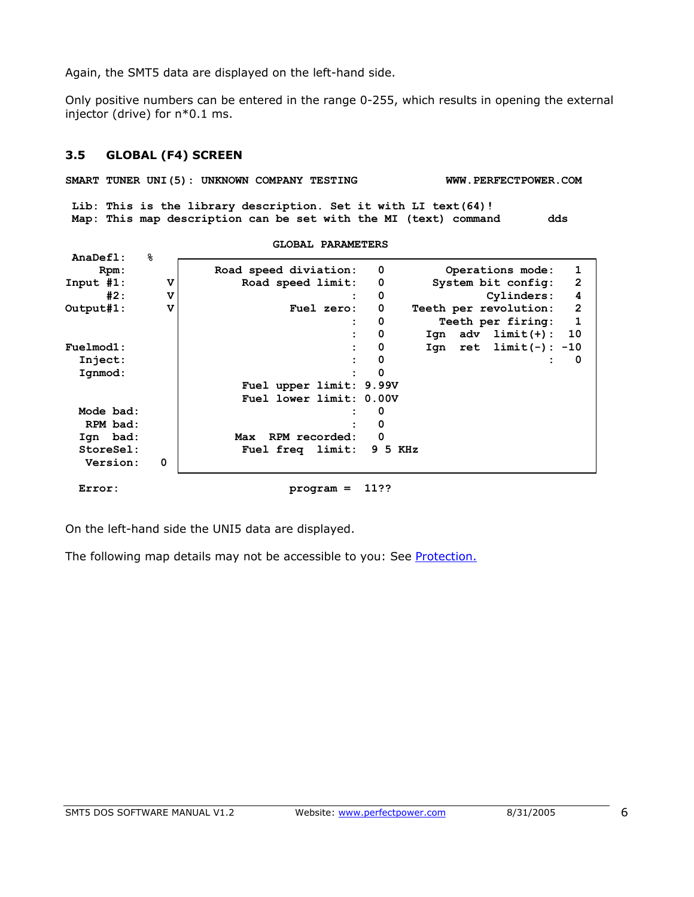Again, the SMT5 data are displayed on the left-hand side.

Only positive numbers can be entered in the range 0-255, which results in opening the external injector (drive) for n*0.1 ms.

### 3.5 GLOBAL (F4) SCREEN

```
SMART TUNER UNI(5): UNKNOWN COMPANY TESTING          WWW.PERFECTPOWER.COM

 Lib: This is the library description. Set it with LI text(64)!
 Map: This map description can be set with the MI (text) command      dds

                              GLOBAL PARAMETERS
 AnaDefl:    %
     Rpm:          Road speed diviation:  0        Operations mode:   1
Input #1:    V         Road speed limit:  0      System bit config:   2
      #2:    V                        :  0              Cylinders:   4
Output#1:    V               Fuel zero:  0    Teeth per revolution:   2
                                      :  0         Teeth per firing:   1
                                      :  0      Ign  adv  limit(+):  10
Fuelmod1:                             :  0      Ign  ret  limit(-): -10
  Inject:                             :  0                       :   0
  Ignmod:                             :  0
                       Fuel upper limit: 9.99V
                       Fuel lower limit: 0.00V
  Mode bad:                           :  0
   RPM bad:                           :  0
  Ign  bad:             Max  RPM recorded:  0
  StoreSel:             Fuel freq  limit:  9 5 KHz
   Version:   0

  Error:                       program =  11??
```

On the left-hand side the UNI5 data are displayed.

The following map details may not be accessible to you: See Protection.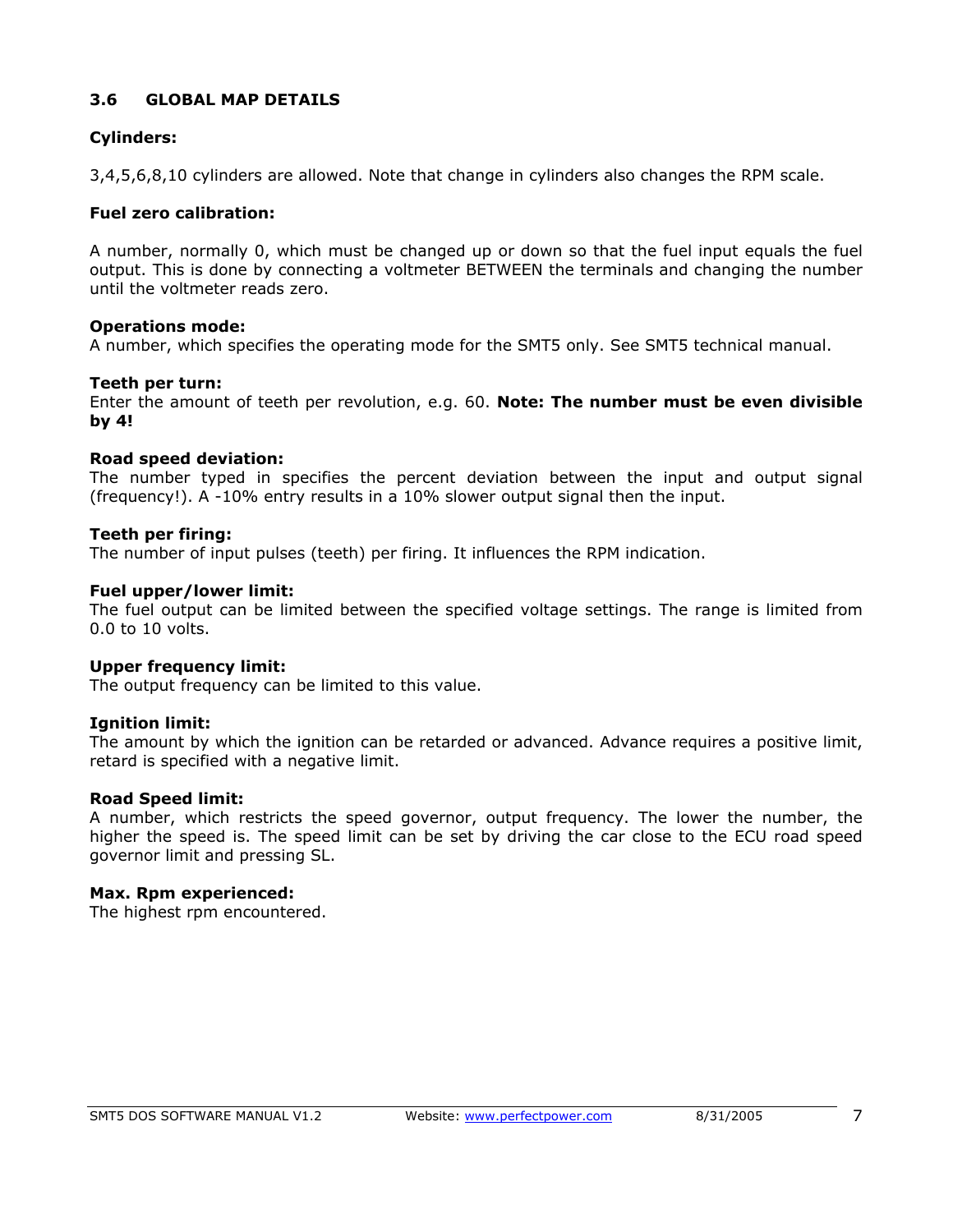## 3.6 GLOBAL MAP DETAILS

**Cylinders:**

3,4,5,6,8,10 cylinders are allowed. Note that change in cylinders also changes the RPM scale.

**Fuel zero calibration:**

A number, normally 0, which must be changed up or down so that the fuel input equals the fuel output. This is done by connecting a voltmeter BETWEEN the terminals and changing the number until the voltmeter reads zero.

**Operations mode:**
A number, which specifies the operating mode for the SMT5 only. See SMT5 technical manual.

**Teeth per turn:**
Enter the amount of teeth per revolution, e.g. 60. **Note: The number must be even divisible by 4!**

**Road speed deviation:**
The number typed in specifies the percent deviation between the input and output signal (frequency!). A -10% entry results in a 10% slower output signal then the input.

**Teeth per firing:**
The number of input pulses (teeth) per firing. It influences the RPM indication.

**Fuel upper/lower limit:**
The fuel output can be limited between the specified voltage settings. The range is limited from 0.0 to 10 volts.

**Upper frequency limit:**
The output frequency can be limited to this value.

**Ignition limit:**
The amount by which the ignition can be retarded or advanced. Advance requires a positive limit, retard is specified with a negative limit.

**Road Speed limit:**
A number, which restricts the speed governor, output frequency. The lower the number, the higher the speed is. The speed limit can be set by driving the car close to the ECU road speed governor limit and pressing SL.

**Max. Rpm experienced:**
The highest rpm encountered.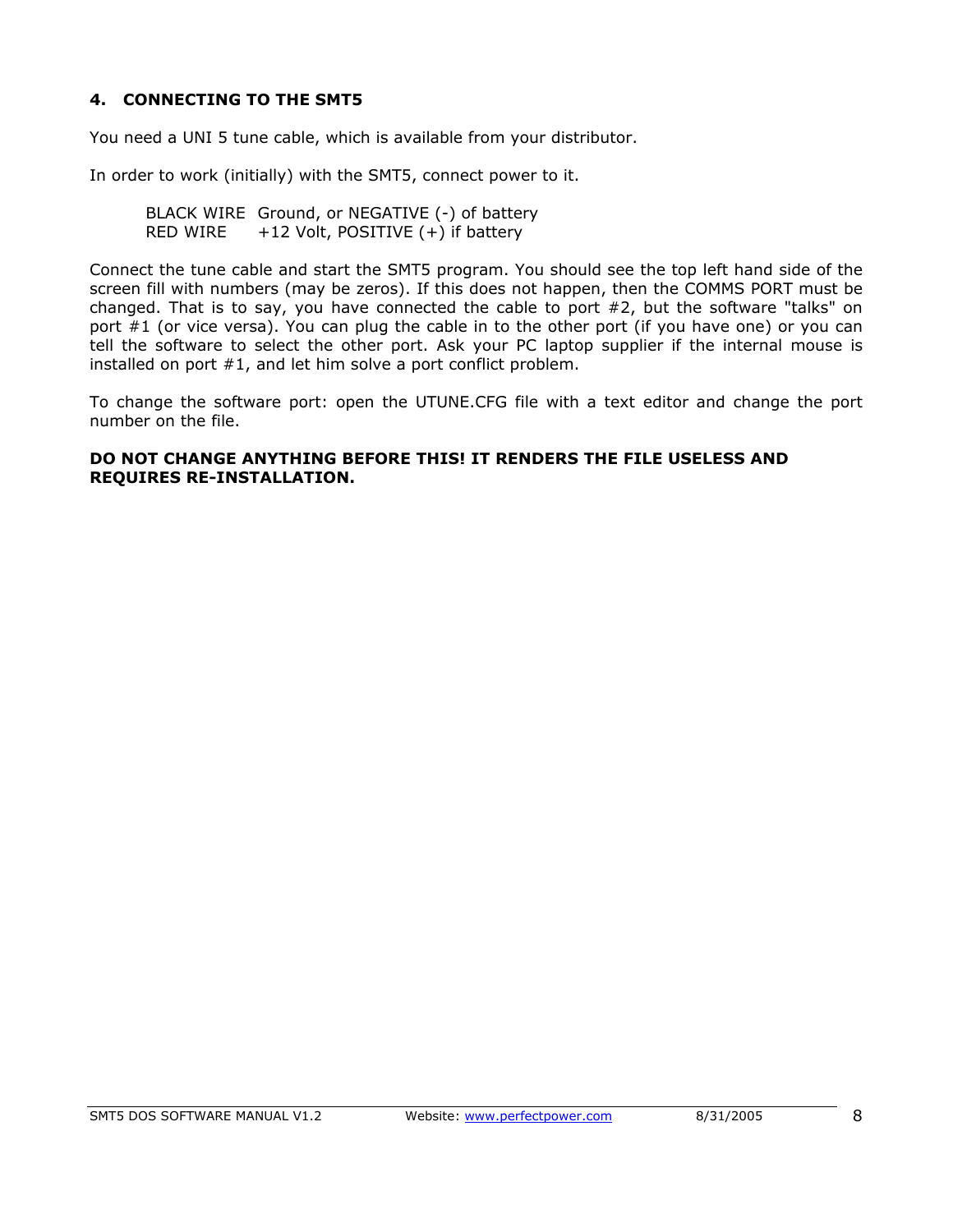## 4. CONNECTING TO THE SMT5

You need a UNI 5 tune cable, which is available from your distributor.

In order to work (initially) with the SMT5, connect power to it.

| | |
|---|---|
| BLACK WIRE | Ground, or NEGATIVE (-) of battery |
| RED WIRE | +12 Volt, POSITIVE (+) if battery |

Connect the tune cable and start the SMT5 program. You should see the top left hand side of the screen fill with numbers (may be zeros). If this does not happen, then the COMMS PORT must be changed. That is to say, you have connected the cable to port #2, but the software "talks" on port #1 (or vice versa). You can plug the cable in to the other port (if you have one) or you can tell the software to select the other port. Ask your PC laptop supplier if the internal mouse is installed on port #1, and let him solve a port conflict problem.

To change the software port: open the UTUNE.CFG file with a text editor and change the port number on the file.

**DO NOT CHANGE ANYTHING BEFORE THIS! IT RENDERS THE FILE USELESS AND REQUIRES RE-INSTALLATION.**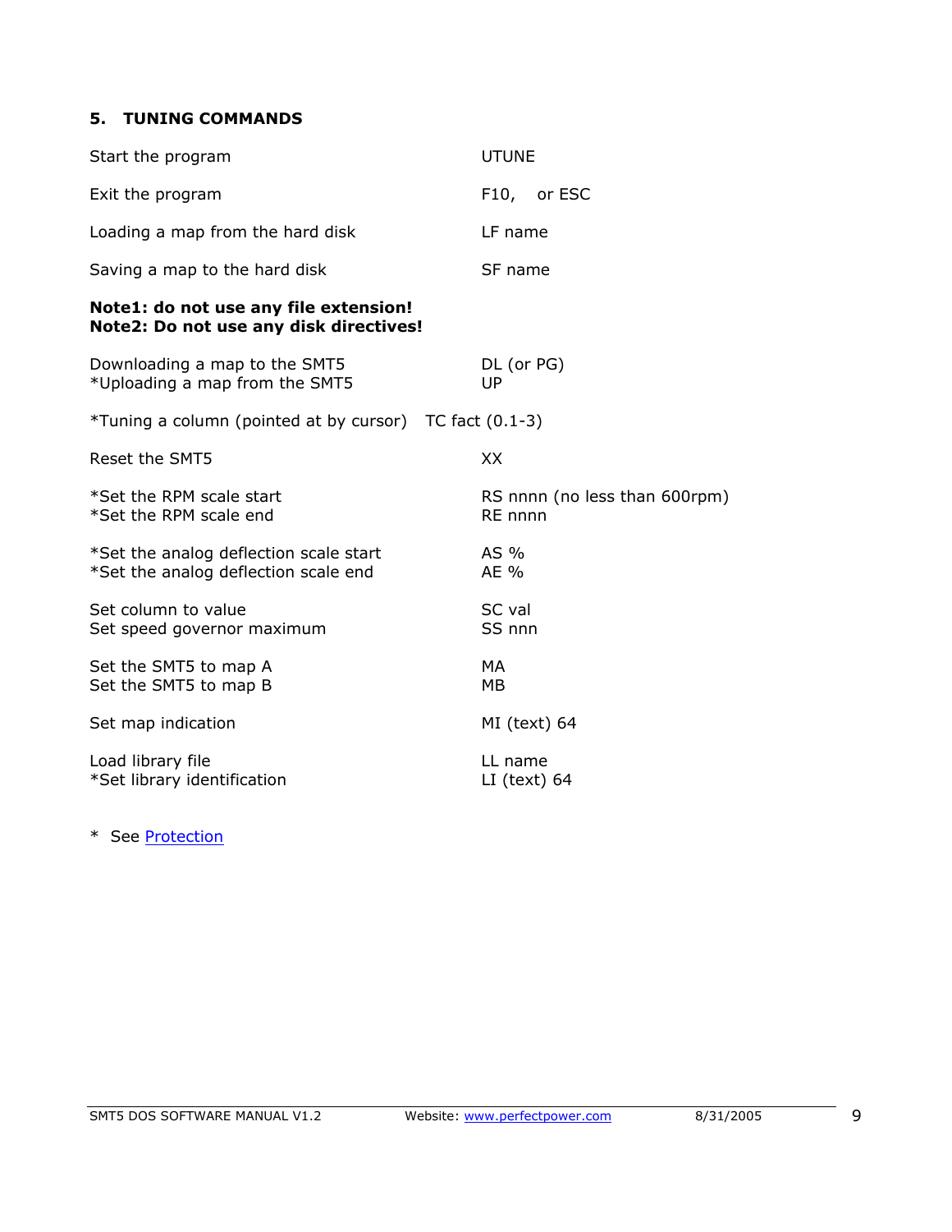## 5. TUNING COMMANDS

| | |
|---|---|
| Start the program | UTUNE |
| Exit the program | F10, or ESC |
| Loading a map from the hard disk | LF name |
| Saving a map to the hard disk | SF name |

**Note1: do not use any file extension!**
**Note2: Do not use any disk directives!**

| | |
|---|---|
| Downloading a map to the SMT5 | DL (or PG) |
| *Uploading a map from the SMT5 | UP |
| *Tuning a column (pointed at by cursor) | TC fact (0.1-3) |
| Reset the SMT5 | XX |
| *Set the RPM scale start | RS nnnn (no less than 600rpm) |
| *Set the RPM scale end | RE nnnn |
| *Set the analog deflection scale start | AS % |
| *Set the analog deflection scale end | AE % |
| Set column to value | SC val |
| Set speed governor maximum | SS nnn |
| Set the SMT5 to map A | MA |
| Set the SMT5 to map B | MB |
| Set map indication | MI (text) 64 |
| Load library file | LL name |
| *Set library identification | LI (text) 64 |

\* See Protection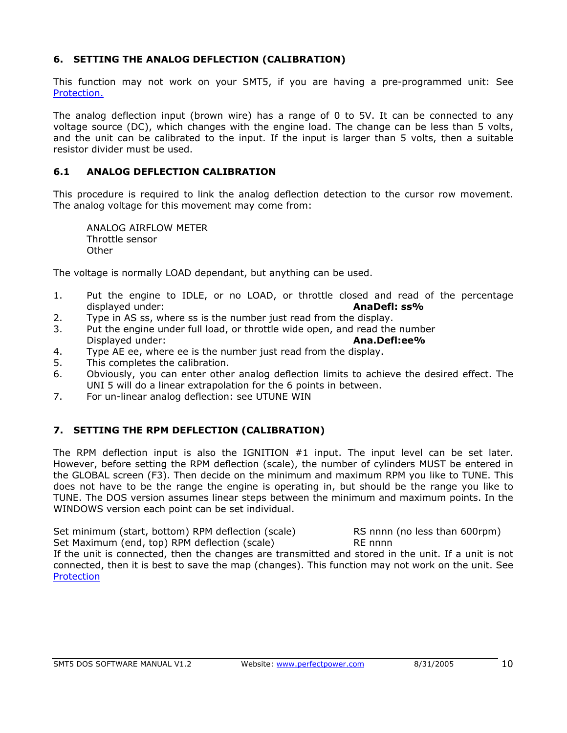## 6. SETTING THE ANALOG DEFLECTION (CALIBRATION)

This function may not work on your SMT5, if you are having a pre-programmed unit: See Protection.

The analog deflection input (brown wire) has a range of 0 to 5V. It can be connected to any voltage source (DC), which changes with the engine load. The change can be less than 5 volts, and the unit can be calibrated to the input. If the input is larger than 5 volts, then a suitable resistor divider must be used.

### 6.1 ANALOG DEFLECTION CALIBRATION

This procedure is required to link the analog deflection detection to the cursor row movement. The analog voltage for this movement may come from:

ANALOG AIRFLOW METER
Throttle sensor
Other

The voltage is normally LOAD dependant, but anything can be used.

1. Put the engine to IDLE, or no LOAD, or throttle closed and read of the percentage displayed under: **AnaDefl: ss%**
2. Type in AS ss, where ss is the number just read from the display.
3. Put the engine under full load, or throttle wide open, and read the number Displayed under: **Ana.Defl:ee%**
4. Type AE ee, where ee is the number just read from the display.
5. This completes the calibration.
6. Obviously, you can enter other analog deflection limits to achieve the desired effect. The UNI 5 will do a linear extrapolation for the 6 points in between.
7. For un-linear analog deflection: see UTUNE WIN

## 7. SETTING THE RPM DEFLECTION (CALIBRATION)

The RPM deflection input is also the IGNITION #1 input. The input level can be set later. However, before setting the RPM deflection (scale), the number of cylinders MUST be entered in the GLOBAL screen (F3). Then decide on the minimum and maximum RPM you like to TUNE. This does not have to be the range the engine is operating in, but should be the range you like to TUNE. The DOS version assumes linear steps between the minimum and maximum points. In the WINDOWS version each point can be set individual.

Set minimum (start, bottom) RPM deflection (scale) RS nnnn (no less than 600rpm)
Set Maximum (end, top) RPM deflection (scale) RE nnnn
If the unit is connected, then the changes are transmitted and stored in the unit. If a unit is not connected, then it is best to save the map (changes). This function may not work on the unit. See Protection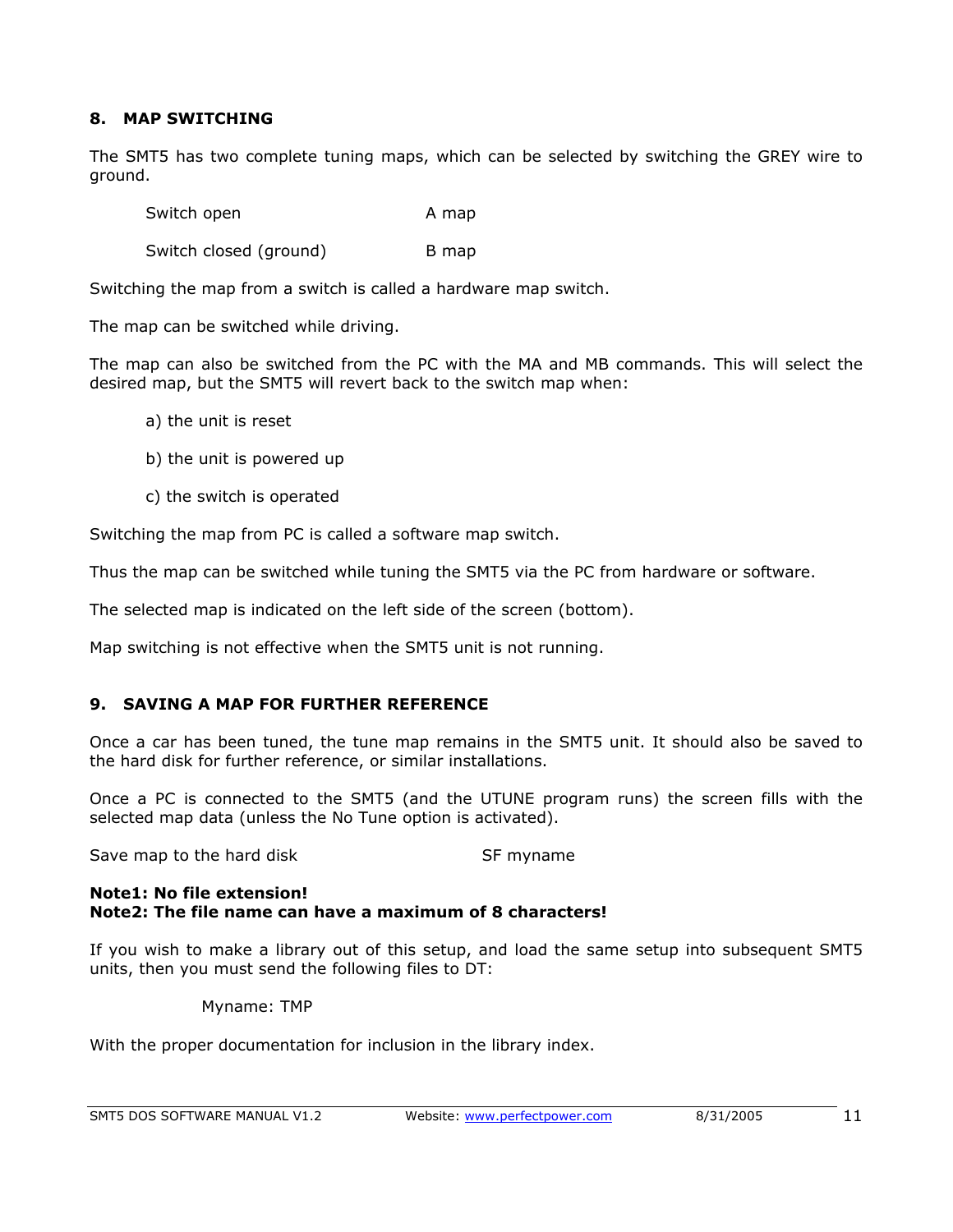## 8. MAP SWITCHING

The SMT5 has two complete tuning maps, which can be selected by switching the GREY wire to ground.

| | |
|---|---|
| Switch open | A map |
| Switch closed (ground) | B map |

Switching the map from a switch is called a hardware map switch.

The map can be switched while driving.

The map can also be switched from the PC with the MA and MB commands. This will select the desired map, but the SMT5 will revert back to the switch map when:

a) the unit is reset

b) the unit is powered up

c) the switch is operated

Switching the map from PC is called a software map switch.

Thus the map can be switched while tuning the SMT5 via the PC from hardware or software.

The selected map is indicated on the left side of the screen (bottom).

Map switching is not effective when the SMT5 unit is not running.

## 9. SAVING A MAP FOR FURTHER REFERENCE

Once a car has been tuned, the tune map remains in the SMT5 unit. It should also be saved to the hard disk for further reference, or similar installations.

Once a PC is connected to the SMT5 (and the UTUNE program runs) the screen fills with the selected map data (unless the No Tune option is activated).

| | |
|---|---|
| Save map to the hard disk | SF myname |

**Note1: No file extension!**
**Note2: The file name can have a maximum of 8 characters!**

If you wish to make a library out of this setup, and load the same setup into subsequent SMT5 units, then you must send the following files to DT:

Myname: TMP

With the proper documentation for inclusion in the library index.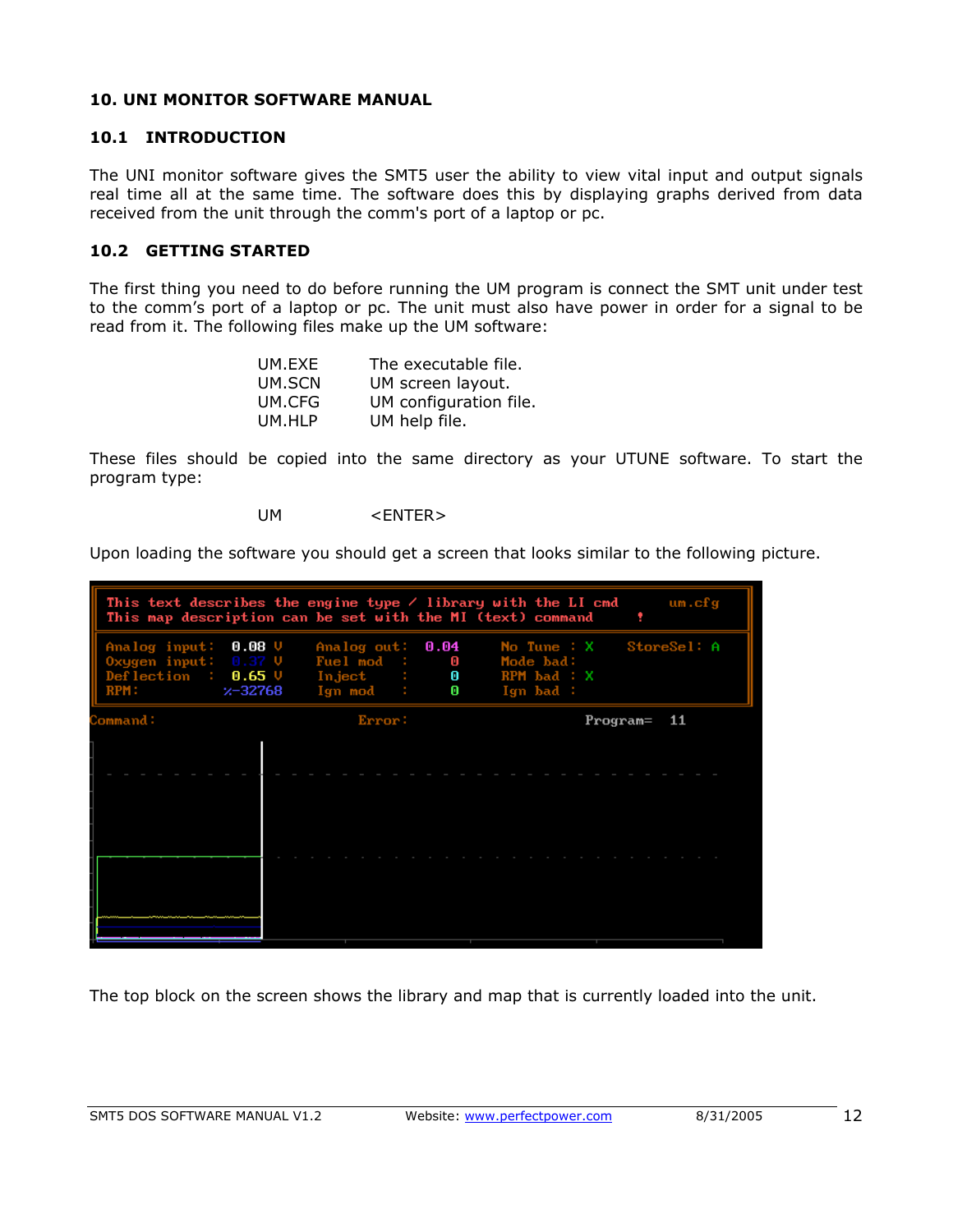## 10. UNI MONITOR SOFTWARE MANUAL

### 10.1 INTRODUCTION

The UNI monitor software gives the SMT5 user the ability to view vital input and output signals real time all at the same time. The software does this by displaying graphs derived from data received from the unit through the comm's port of a laptop or pc.

### 10.2 GETTING STARTED

The first thing you need to do before running the UM program is connect the SMT unit under test to the comm's port of a laptop or pc. The unit must also have power in order for a signal to be read from it. The following files make up the UM software:

| | |
|---|---|
| UM.EXE | The executable file. |
| UM.SCN | UM screen layout. |
| UM.CFG | UM configuration file. |
| UM.HLP | UM help file. |

These files should be copied into the same directory as your UTUNE software. To start the program type:

UM <ENTER>

Upon loading the software you should get a screen that looks similar to the following picture.

```
This text describes the engine type / library with the LI cmd        um.cfg
This map description can be set with the MI (text) command          !

Analog input:  0.08 V   Analog out:  0.04   No Tune : X    StoreSel: A
Oxygen input:  0.37 V   Fuel mod   :    0   Mode bad:
Deflection  :  0.65 V   Inject     :    0   RPM bad : X
RPM:          %-32768   Ign mod    :    0   Ign bad :

Command:                    Error:                    Program=   11
```

The top block on the screen shows the library and map that is currently loaded into the unit.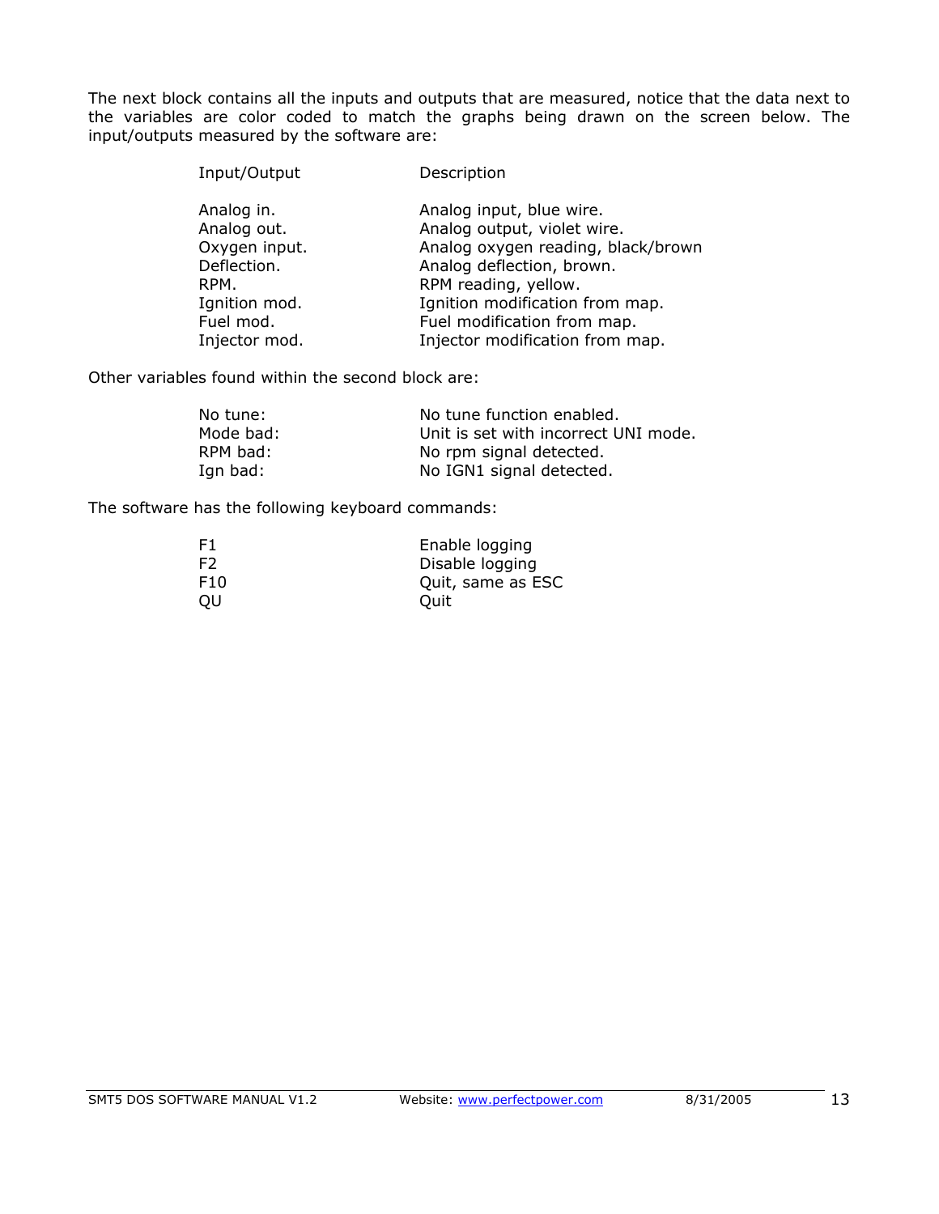The next block contains all the inputs and outputs that are measured, notice that the data next to the variables are color coded to match the graphs being drawn on the screen below. The input/outputs measured by the software are:

| Input/Output | Description |
|---|---|
| Analog in. | Analog input, blue wire. |
| Analog out. | Analog output, violet wire. |
| Oxygen input. | Analog oxygen reading, black/brown |
| Deflection. | Analog deflection, brown. |
| RPM. | RPM reading, yellow. |
| Ignition mod. | Ignition modification from map. |
| Fuel mod. | Fuel modification from map. |
| Injector mod. | Injector modification from map. |

Other variables found within the second block are:

| | |
|---|---|
| No tune: | No tune function enabled. |
| Mode bad: | Unit is set with incorrect UNI mode. |
| RPM bad: | No rpm signal detected. |
| Ign bad: | No IGN1 signal detected. |

The software has the following keyboard commands:

| | |
|---|---|
| F1 | Enable logging |
| F2 | Disable logging |
| F10 | Quit, same as ESC |
| QU | Quit |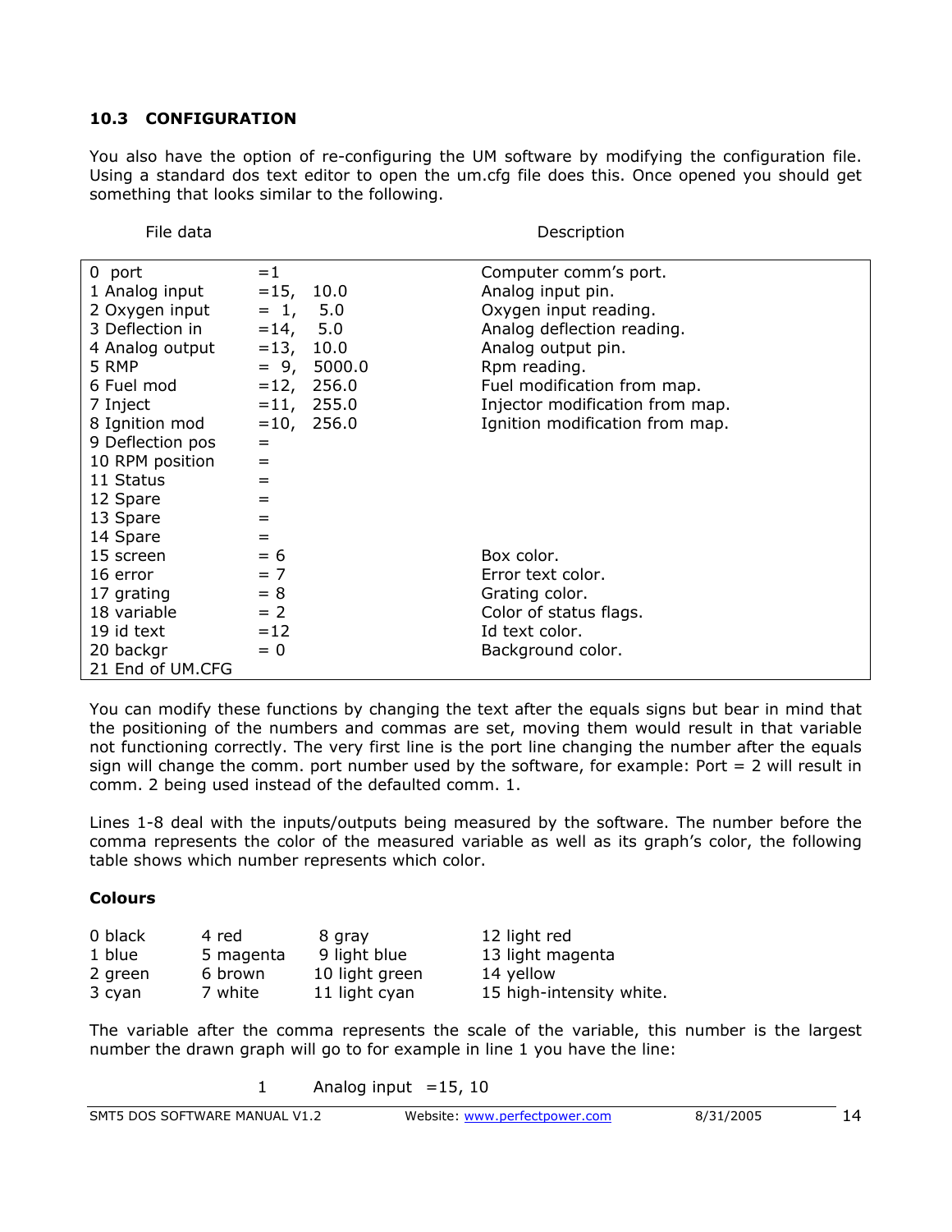### 10.3 CONFIGURATION

You also have the option of re-configuring the UM software by modifying the configuration file. Using a standard dos text editor to open the um.cfg file does this. Once opened you should get something that looks similar to the following.

| File data | | Description |
|---|---|---|
| 0 port | =1 | Computer comm's port. |
| 1 Analog input | =15, 10.0 | Analog input pin. |
| 2 Oxygen input | = 1, 5.0 | Oxygen input reading. |
| 3 Deflection in | =14, 5.0 | Analog deflection reading. |
| 4 Analog output | =13, 10.0 | Analog output pin. |
| 5 RMP | = 9, 5000.0 | Rpm reading. |
| 6 Fuel mod | =12, 256.0 | Fuel modification from map. |
| 7 Inject | =11, 255.0 | Injector modification from map. |
| 8 Ignition mod | =10, 256.0 | Ignition modification from map. |
| 9 Deflection pos | = | |
| 10 RPM position | = | |
| 11 Status | = | |
| 12 Spare | = | |
| 13 Spare | = | |
| 14 Spare | = | |
| 15 screen | = 6 | Box color. |
| 16 error | = 7 | Error text color. |
| 17 grating | = 8 | Grating color. |
| 18 variable | = 2 | Color of status flags. |
| 19 id text | =12 | Id text color. |
| 20 backgr | = 0 | Background color. |
| 21 End of UM.CFG | | |

You can modify these functions by changing the text after the equals signs but bear in mind that the positioning of the numbers and commas are set, moving them would result in that variable not functioning correctly. The very first line is the port line changing the number after the equals sign will change the comm. port number used by the software, for example: Port = 2 will result in comm. 2 being used instead of the defaulted comm. 1.

Lines 1-8 deal with the inputs/outputs being measured by the software. The number before the comma represents the color of the measured variable as well as its graph's color, the following table shows which number represents which color.

**Colours**

| | | | |
|---|---|---|---|
| 0 black | 4 red | 8 gray | 12 light red |
| 1 blue | 5 magenta | 9 light blue | 13 light magenta |
| 2 green | 6 brown | 10 light green | 14 yellow |
| 3 cyan | 7 white | 11 light cyan | 15 high-intensity white. |

The variable after the comma represents the scale of the variable, this number is the largest number the drawn graph will go to for example in line 1 you have the line:

1 Analog input =15, 10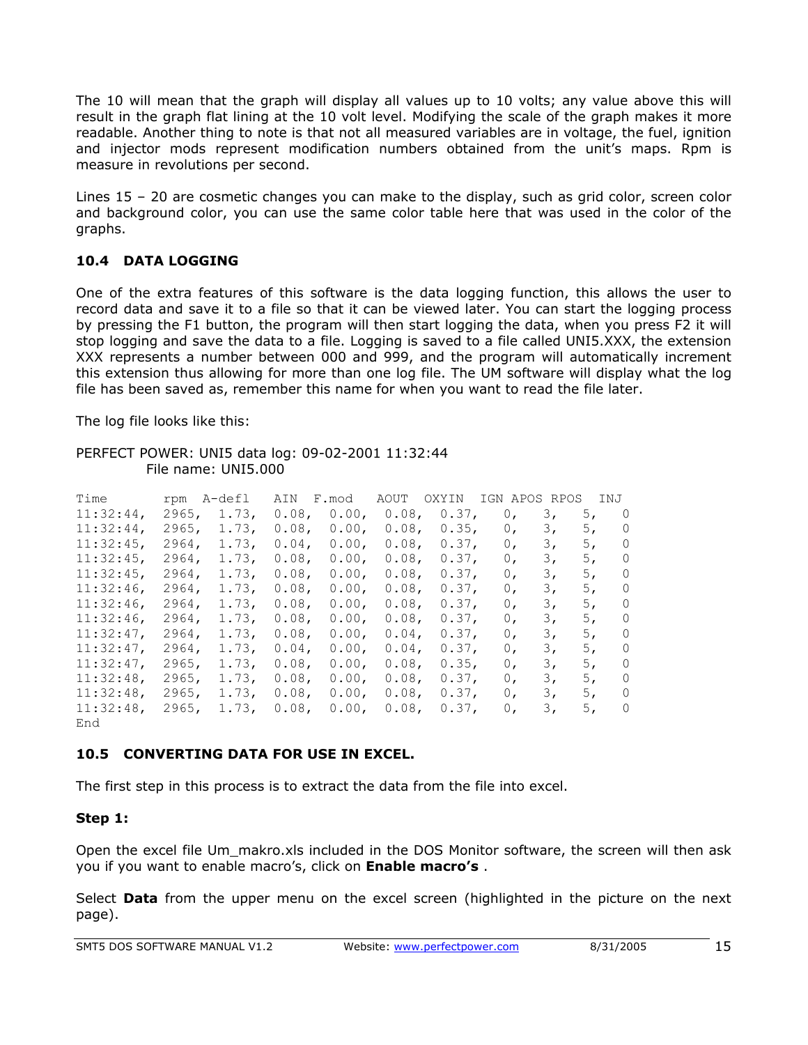The 10 will mean that the graph will display all values up to 10 volts; any value above this will result in the graph flat lining at the 10 volt level. Modifying the scale of the graph makes it more readable. Another thing to note is that not all measured variables are in voltage, the fuel, ignition and injector mods represent modification numbers obtained from the unit's maps. Rpm is measure in revolutions per second.

Lines 15 – 20 are cosmetic changes you can make to the display, such as grid color, screen color and background color, you can use the same color table here that was used in the color of the graphs.

### 10.4 DATA LOGGING

One of the extra features of this software is the data logging function, this allows the user to record data and save it to a file so that it can be viewed later. You can start the logging process by pressing the F1 button, the program will then start logging the data, when you press F2 it will stop logging and save the data to a file. Logging is saved to a file called UNI5.XXX, the extension XXX represents a number between 000 and 999, and the program will automatically increment this extension thus allowing for more than one log file. The UM software will display what the log file has been saved as, remember this name for when you want to read the file later.

The log file looks like this:

PERFECT POWER: UNI5 data log: 09-02-2001 11:32:44
File name: UNI5.000

```
Time       rpm  A-defl   AIN  F.mod   AOUT  OXYIN  IGN APOS RPOS   INJ
11:32:44,  2965,  1.73,  0.08,  0.00,  0.08,  0.37,   0,    3,    5,    0
11:32:44,  2965,  1.73,  0.08,  0.00,  0.08,  0.35,   0,    3,    5,    0
11:32:45,  2964,  1.73,  0.04,  0.00,  0.08,  0.37,   0,    3,    5,    0
11:32:45,  2964,  1.73,  0.08,  0.00,  0.08,  0.37,   0,    3,    5,    0
11:32:45,  2964,  1.73,  0.08,  0.00,  0.08,  0.37,   0,    3,    5,    0
11:32:46,  2964,  1.73,  0.08,  0.00,  0.08,  0.37,   0,    3,    5,    0
11:32:46,  2964,  1.73,  0.08,  0.00,  0.08,  0.37,   0,    3,    5,    0
11:32:46,  2964,  1.73,  0.08,  0.00,  0.08,  0.37,   0,    3,    5,    0
11:32:47,  2964,  1.73,  0.08,  0.00,  0.04,  0.37,   0,    3,    5,    0
11:32:47,  2964,  1.73,  0.04,  0.00,  0.04,  0.37,   0,    3,    5,    0
11:32:47,  2965,  1.73,  0.08,  0.00,  0.08,  0.35,   0,    3,    5,    0
11:32:48,  2965,  1.73,  0.08,  0.00,  0.08,  0.37,   0,    3,    5,    0
11:32:48,  2965,  1.73,  0.08,  0.00,  0.08,  0.37,   0,    3,    5,    0
11:32:48,  2965,  1.73,  0.08,  0.00,  0.08,  0.37,   0,    3,    5,    0
End
```

### 10.5 CONVERTING DATA FOR USE IN EXCEL.

The first step in this process is to extract the data from the file into excel.

**Step 1:**

Open the excel file Um_makro.xls included in the DOS Monitor software, the screen will then ask you if you want to enable macro's, click on **Enable macro's** .

Select **Data** from the upper menu on the excel screen (highlighted in the picture on the next page).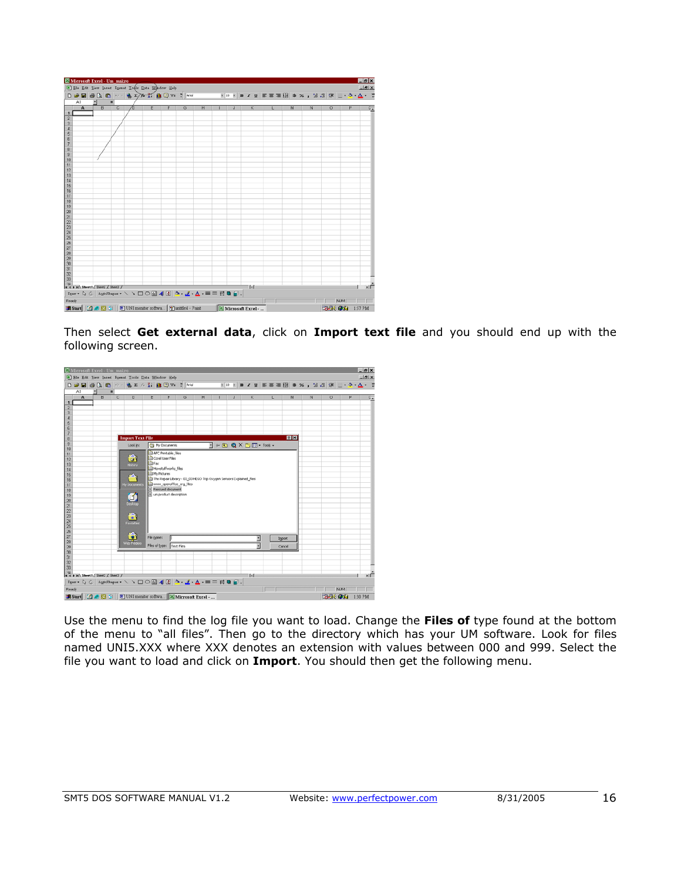Then select **Get external data**, click on **Import text file** and you should end up with the following screen.

Use the menu to find the log file you want to load. Change the **Files of** type found at the bottom of the menu to "all files". Then go to the directory which has your UM software. Look for files named UNI5.XXX where XXX denotes an extension with values between 000 and 999. Select the file you want to load and click on **Import**. You should then get the following menu.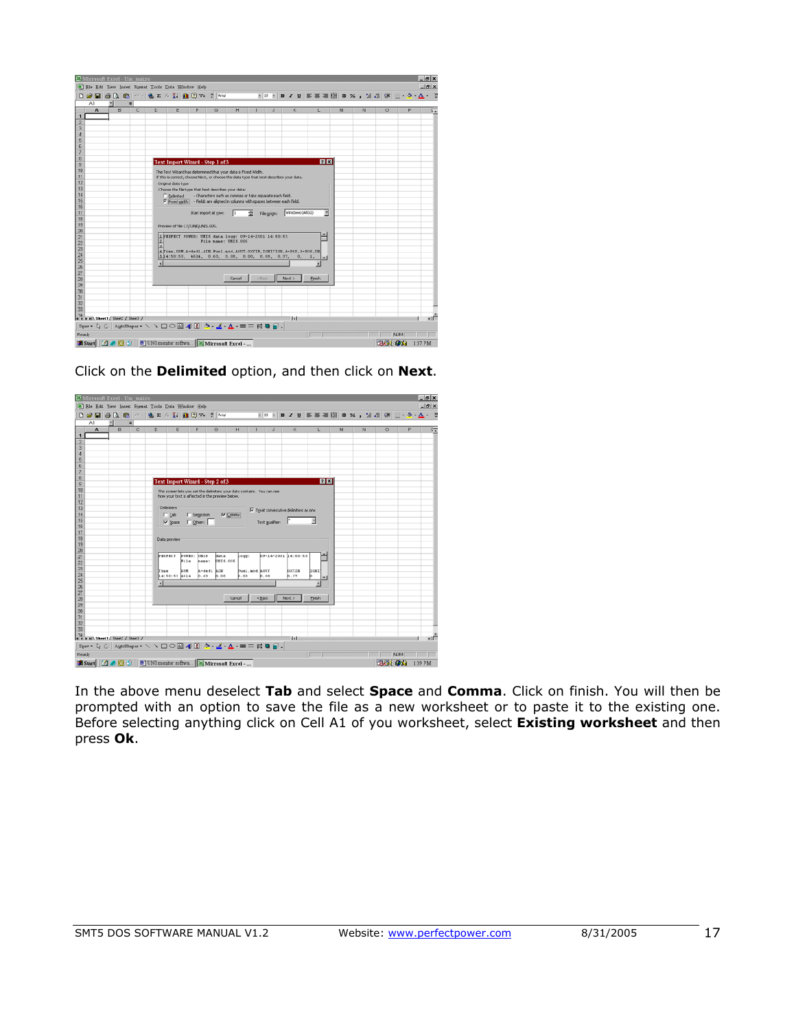Click on the **Delimited** option, and then click on **Next**.

In the above menu deselect **Tab** and select **Space** and **Comma**. Click on finish. You will then be prompted with an option to save the file as a new worksheet or to paste it to the existing one. Before selecting anything click on Cell A1 of you worksheet, select **Existing worksheet** and then press **Ok**.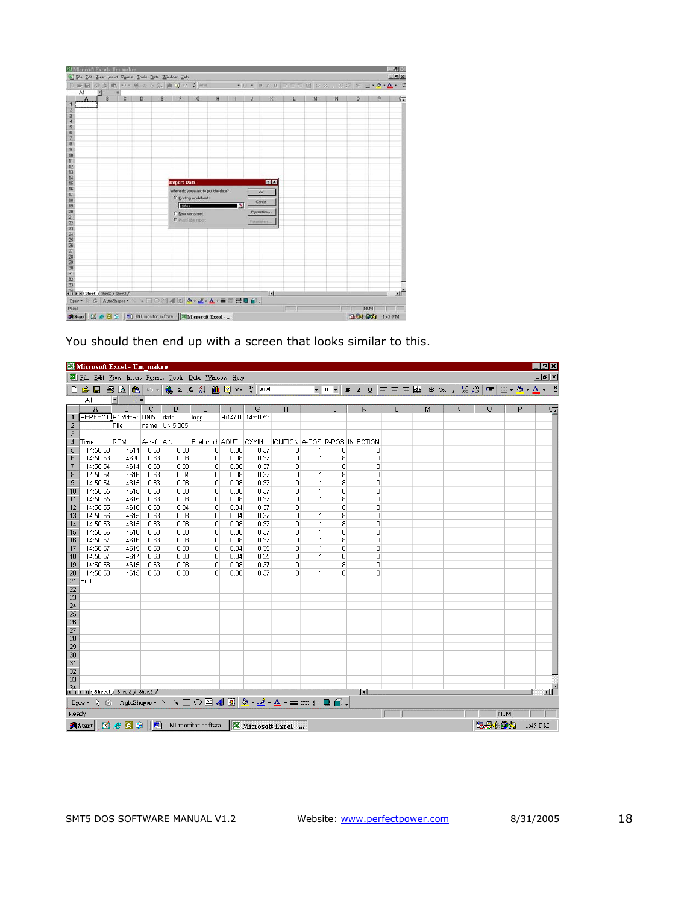You should then end up with a screen that looks similar to this.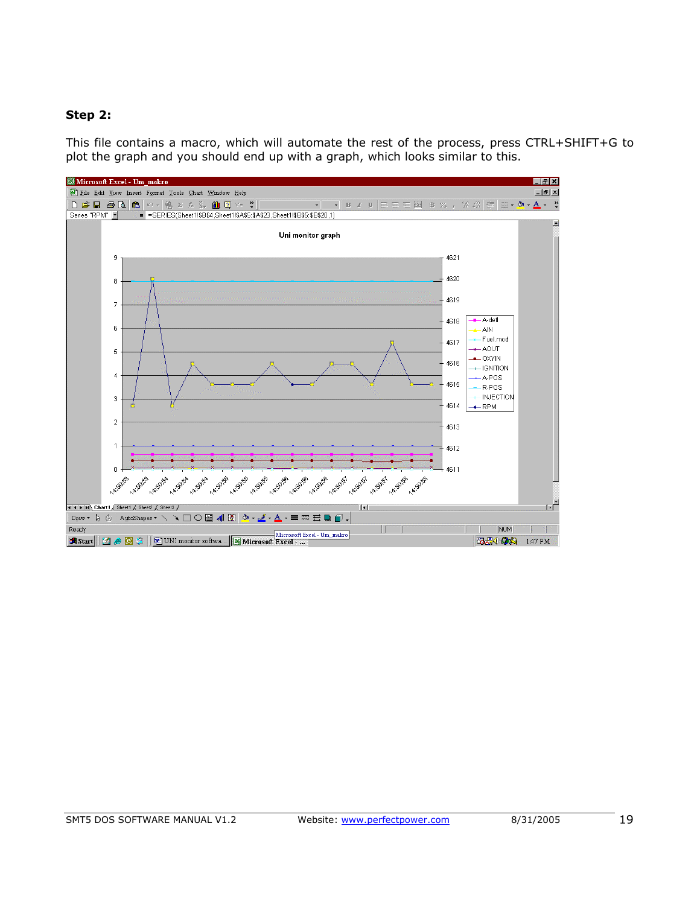**Step 2:**

This file contains a macro, which will automate the rest of the process, press CTRL+SHIFT+G to plot the graph and you should end up with a graph, which looks similar to this.

Microsoft Excel - Um_makro

File Edit View Insert Format Tools Chart Window Help

Series "RPM" =SERIES(Sheet1!$B$4,Sheet1!$A$5:$A$23,Sheet1!$B$5:$B$20,1)

Uni monitor graph

9
8
7
6
5
4
3
2
1
0

4621
4620
4619
4618
4617
4616
4615
4614
4613
4612
4611

A-defl
AIN
Fuel.mod
AOUT
OXYIN
IGNITION
A-POS
R-POS
INJECTION
RPM

14:50:53
14:50:53
14:50:54
14:50:54
14:50:54
14:50:55
14:50:55
14:50:55
14:50:56
14:50:56
14:50:56
14:50:57
14:50:57
14:50:57
14:50:58
14:50:58

Chart1 / Sheet1 / Sheet2 / Sheet3

Draw AutoShapes

Ready NUM

Start UNI monitor softwa... Microsoft Excel - ... Microsoft Excel - Um_makro 1:47 PM